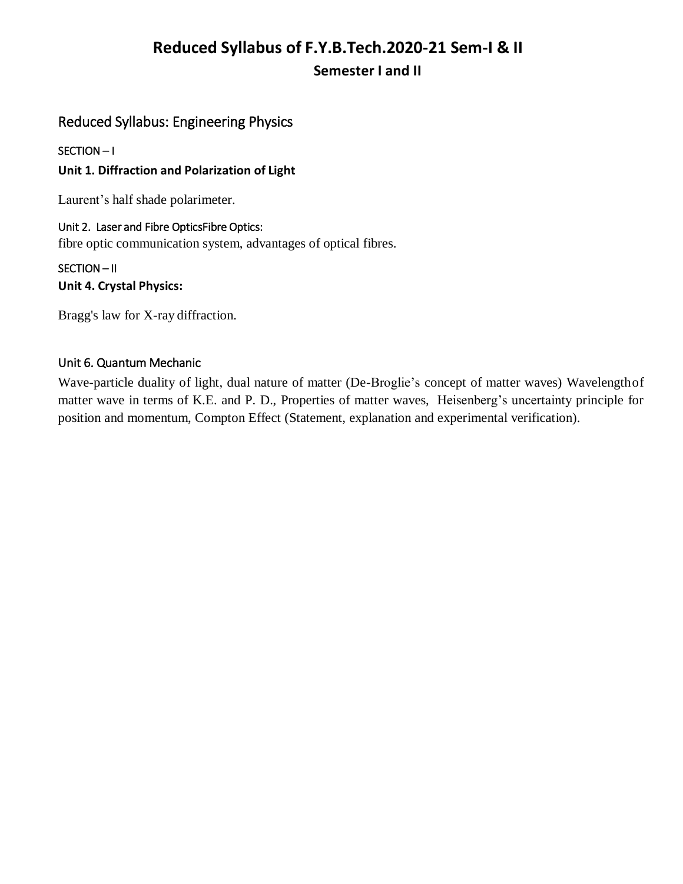# Reduced Syllabus of F.Y.B.Tech.2020-21 Sem-I & II

## Semester I and II

## Reduced Syllabus: Engineering Physics

SECTION – I

**Unit 1. Diffraction and Polarization of Light**

Laurent's half shade polarimeter.

Unit 2. Laser and Fibre OpticsFibre Optics:
fibre optic communication system, advantages of optical fibres.

SECTION – II

**Unit 4. Crystal Physics:**

Bragg's law for X-ray diffraction.

### Unit 6. Quantum Mechanic

Wave-particle duality of light, dual nature of matter (De-Broglie's concept of matter waves) Wavelengthof matter wave in terms of K.E. and P. D., Properties of matter waves, Heisenberg's uncertainty principle for position and momentum, Compton Effect (Statement, explanation and experimental verification).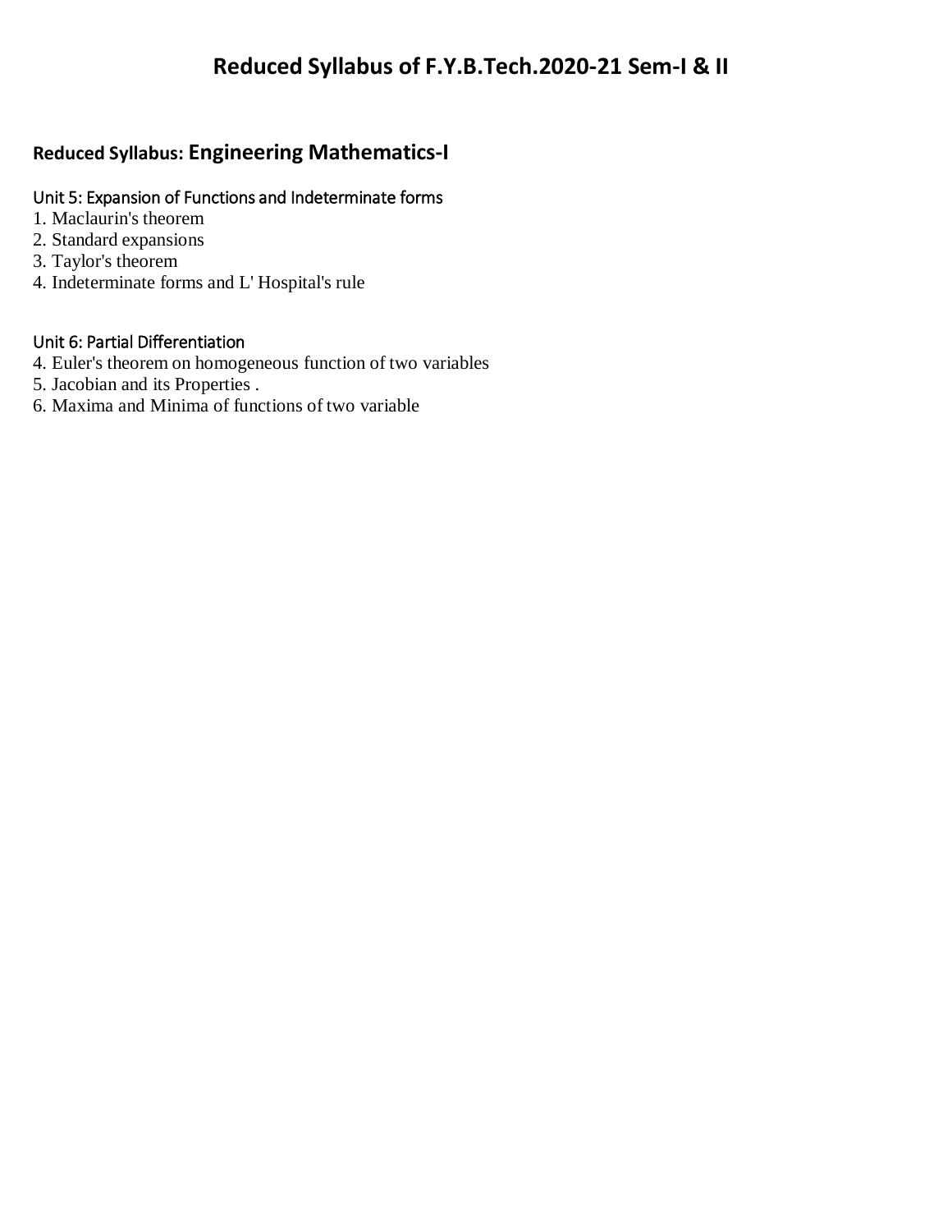# Reduced Syllabus of F.Y.B.Tech.2020-21 Sem-I & II

## Reduced Syllabus: Engineering Mathematics-I

Unit 5: Expansion of Functions and Indeterminate forms

1. Maclaurin's theorem
2. Standard expansions
3. Taylor's theorem
4. Indeterminate forms and L' Hospital's rule

Unit 6: Partial Differentiation

4. Euler's theorem on homogeneous function of two variables
5. Jacobian and its Properties .
6. Maxima and Minima of functions of two variable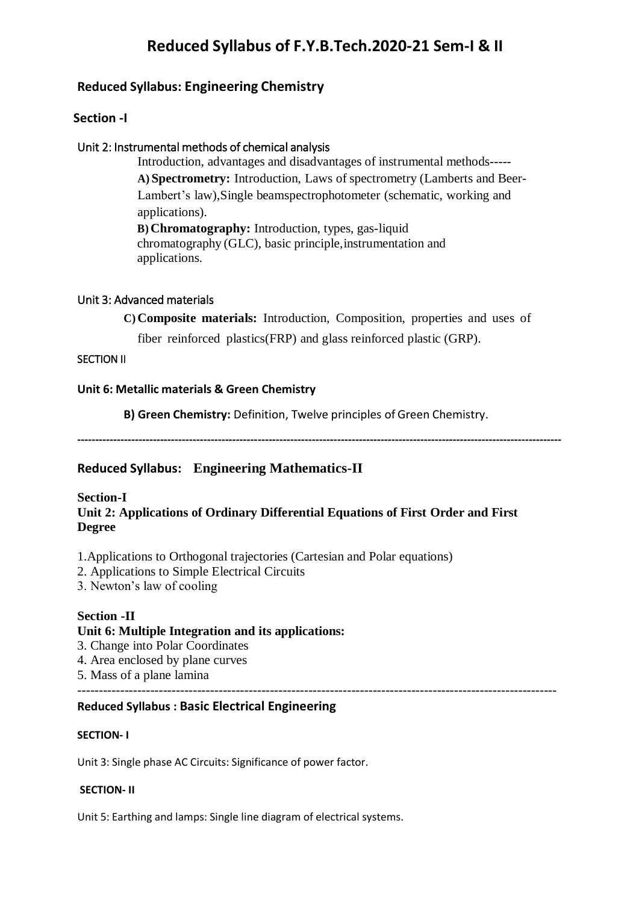# Reduced Syllabus of F.Y.B.Tech.2020-21 Sem-I & II

## Reduced Syllabus: Engineering Chemistry

### Section -I

#### Unit 2: Instrumental methods of chemical analysis

Introduction, advantages and disadvantages of instrumental methods-----

**A) Spectrometry:** Introduction, Laws of spectrometry (Lamberts and Beer-Lambert's law),Single beamspectrophotometer (schematic, working and applications).

**B) Chromatography:** Introduction, types, gas-liquid chromatography (GLC), basic principle,instrumentation and applications.

#### Unit 3: Advanced materials

**C) Composite materials:** Introduction, Composition, properties and uses of fiber reinforced plastics(FRP) and glass reinforced plastic (GRP).

### SECTION II

#### Unit 6: Metallic materials & Green Chemistry

**B) Green Chemistry:** Definition, Twelve principles of Green Chemistry.

---

## Reduced Syllabus: Engineering Mathematics-II

### Section-I

#### Unit 2: Applications of Ordinary Differential Equations of First Order and First Degree

1. Applications to Orthogonal trajectories (Cartesian and Polar equations)
2. Applications to Simple Electrical Circuits
3. Newton's law of cooling

### Section -II

#### Unit 6: Multiple Integration and its applications:

3. Change into Polar Coordinates
4. Area enclosed by plane curves
5. Mass of a plane lamina

---

## Reduced Syllabus : Basic Electrical Engineering

### SECTION- I

Unit 3: Single phase AC Circuits: Significance of power factor.

### SECTION- II

Unit 5: Earthing and lamps: Single line diagram of electrical systems.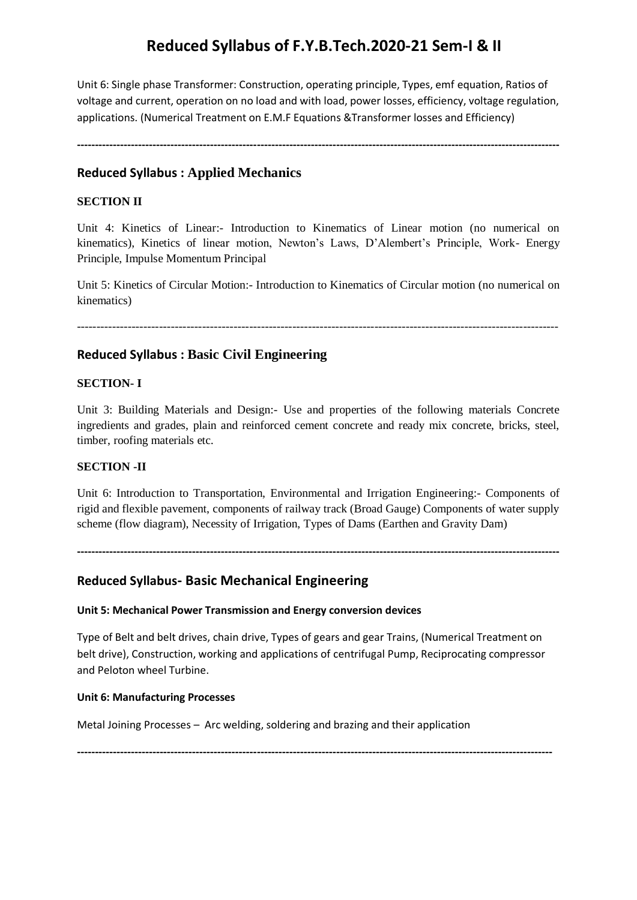# Reduced Syllabus of F.Y.B.Tech.2020-21 Sem-I & II

Unit 6: Single phase Transformer: Construction, operating principle, Types, emf equation, Ratios of voltage and current, operation on no load and with load, power losses, efficiency, voltage regulation, applications. (Numerical Treatment on E.M.F Equations &Transformer losses and Efficiency)

---

## Reduced Syllabus : Applied Mechanics

### SECTION II

Unit 4: Kinetics of Linear:- Introduction to Kinematics of Linear motion (no numerical on kinematics), Kinetics of linear motion, Newton's Laws, D'Alembert's Principle, Work- Energy Principle, Impulse Momentum Principal

Unit 5: Kinetics of Circular Motion:- Introduction to Kinematics of Circular motion (no numerical on kinematics)

---

## Reduced Syllabus : Basic Civil Engineering

### SECTION- I

Unit 3: Building Materials and Design:- Use and properties of the following materials Concrete ingredients and grades, plain and reinforced cement concrete and ready mix concrete, bricks, steel, timber, roofing materials etc.

### SECTION -II

Unit 6: Introduction to Transportation, Environmental and Irrigation Engineering:- Components of rigid and flexible pavement, components of railway track (Broad Gauge) Components of water supply scheme (flow diagram), Necessity of Irrigation, Types of Dams (Earthen and Gravity Dam)

---

## Reduced Syllabus- Basic Mechanical Engineering

#### Unit 5: Mechanical Power Transmission and Energy conversion devices

Type of Belt and belt drives, chain drive, Types of gears and gear Trains, (Numerical Treatment on belt drive), Construction, working and applications of centrifugal Pump, Reciprocating compressor and Peloton wheel Turbine.

#### Unit 6: Manufacturing Processes

Metal Joining Processes – Arc welding, soldering and brazing and their application

---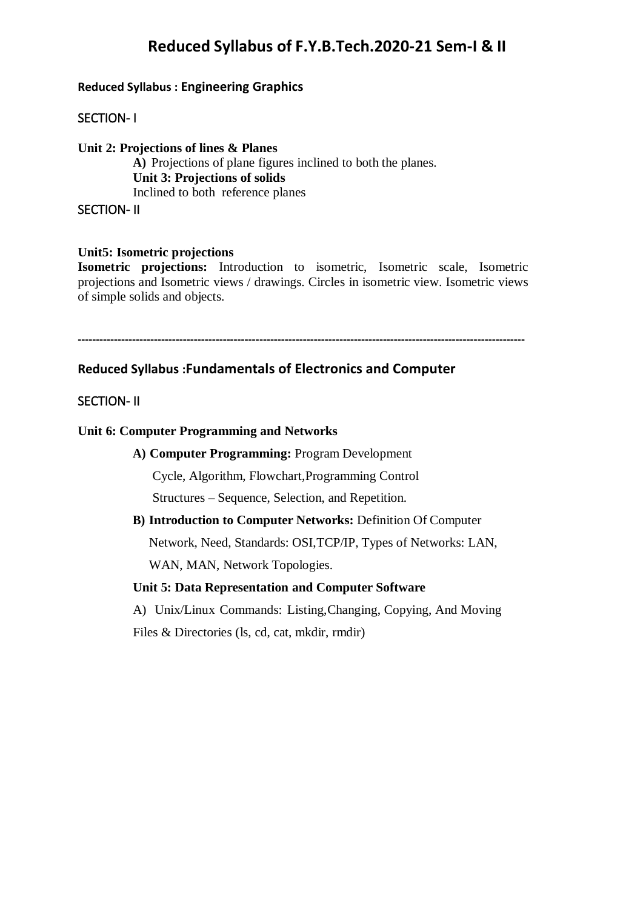# Reduced Syllabus of F.Y.B.Tech.2020-21 Sem-I & II

## Reduced Syllabus : Engineering Graphics

### SECTION- I

**Unit 2: Projections of lines & Planes**

**A)** Projections of plane figures inclined to both the planes.

**Unit 3: Projections of solids**

Inclined to both reference planes

### SECTION- II

**Unit5: Isometric projections**

**Isometric projections:** Introduction to isometric, Isometric scale, Isometric projections and Isometric views / drawings. Circles in isometric view. Isometric views of simple solids and objects.

---

## Reduced Syllabus :Fundamentals of Electronics and Computer

### SECTION- II

**Unit 6: Computer Programming and Networks**

**A) Computer Programming:** Program Development Cycle, Algorithm, Flowchart,Programming Control Structures – Sequence, Selection, and Repetition.

**B) Introduction to Computer Networks:** Definition Of Computer Network, Need, Standards: OSI,TCP/IP, Types of Networks: LAN, WAN, MAN, Network Topologies.

**Unit 5: Data Representation and Computer Software**

A) Unix/Linux Commands: Listing,Changing, Copying, And Moving Files & Directories (ls, cd, cat, mkdir, rmdir)